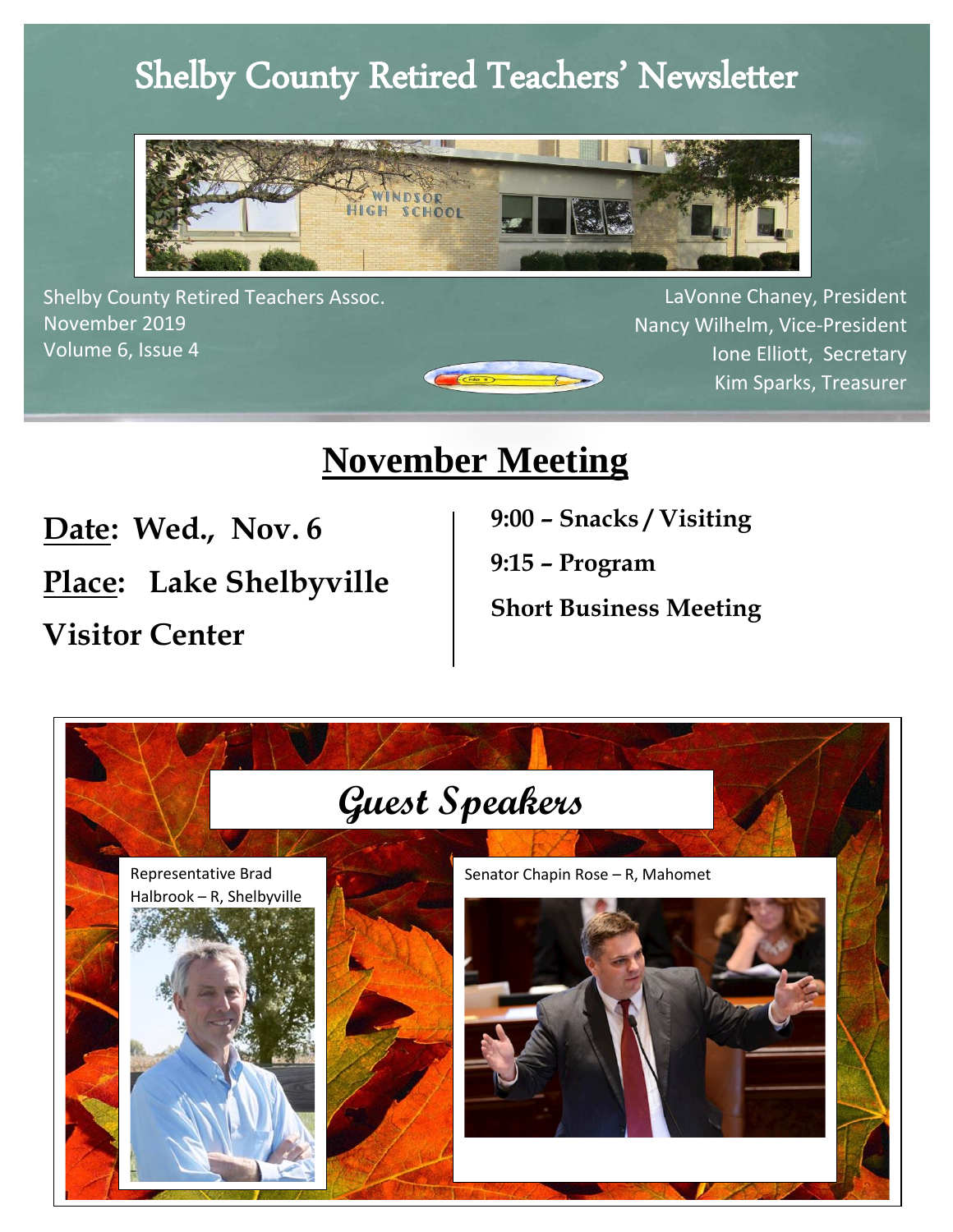# Shelby County Retired Teachers' Newsletter

Shelby County Retired Teachers Assoc.
November 2019
Volume 6, Issue 4

LaVonne Chaney, President
Nancy Wilhelm, Vice-President
Ione Elliott, Secretary
Kim Sparks, Treasurer

## November Meeting

**Date: Wed., Nov. 6**

**Place: Lake Shelbyville Visitor Center**

**9:00 – Snacks / Visiting**

**9:15 – Program**

**Short Business Meeting**

## *Guest Speakers*

Representative Brad Halbrook – R, Shelbyville

Senator Chapin Rose – R, Mahomet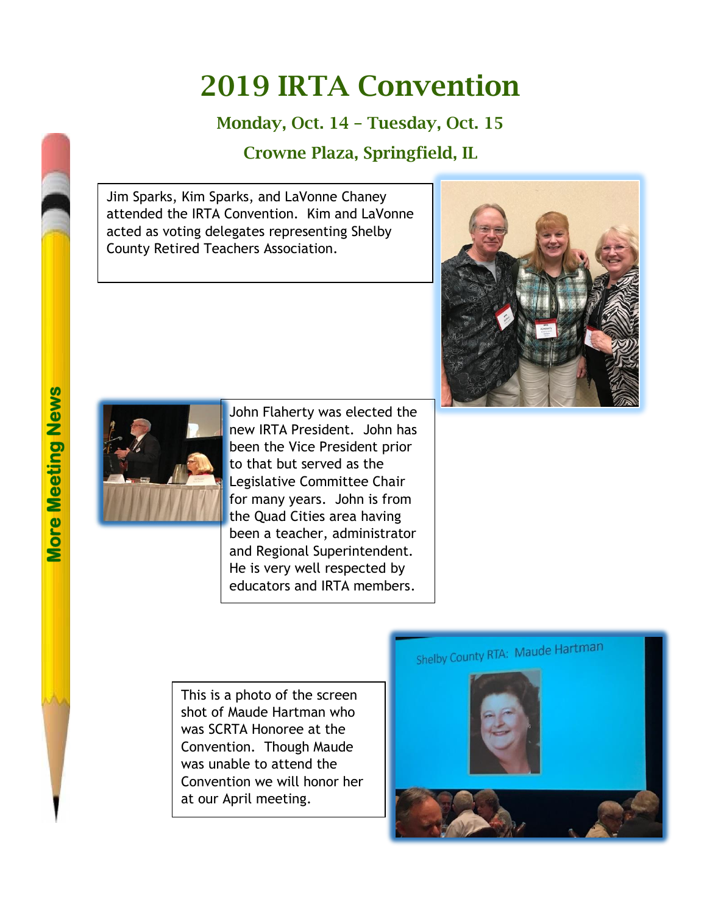# 2019 IRTA Convention

## Monday, Oct. 14 – Tuesday, Oct. 15

## Crowne Plaza, Springfield, IL

Jim Sparks, Kim Sparks, and LaVonne Chaney attended the IRTA Convention. Kim and LaVonne acted as voting delegates representing Shelby County Retired Teachers Association.

John Flaherty was elected the new IRTA President. John has been the Vice President prior to that but served as the Legislative Committee Chair for many years. John is from the Quad Cities area having been a teacher, administrator and Regional Superintendent. He is very well respected by educators and IRTA members.

This is a photo of the screen shot of Maude Hartman who was SCRTA Honoree at the Convention. Though Maude was unable to attend the Convention we will honor her at our April meeting.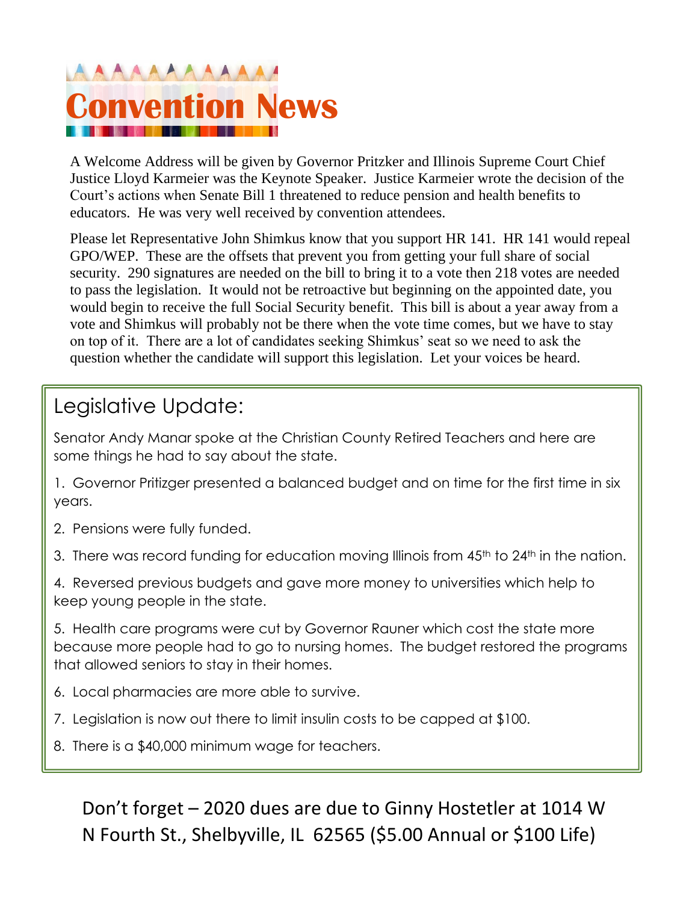# Convention News

A Welcome Address will be given by Governor Pritzker and Illinois Supreme Court Chief Justice Lloyd Karmeier was the Keynote Speaker. Justice Karmeier wrote the decision of the Court's actions when Senate Bill 1 threatened to reduce pension and health benefits to educators. He was very well received by convention attendees.

Please let Representative John Shimkus know that you support HR 141. HR 141 would repeal GPO/WEP. These are the offsets that prevent you from getting your full share of social security. 290 signatures are needed on the bill to bring it to a vote then 218 votes are needed to pass the legislation. It would not be retroactive but beginning on the appointed date, you would begin to receive the full Social Security benefit. This bill is about a year away from a vote and Shimkus will probably not be there when the vote time comes, but we have to stay on top of it. There are a lot of candidates seeking Shimkus' seat so we need to ask the question whether the candidate will support this legislation. Let your voices be heard.

## Legislative Update:

Senator Andy Manar spoke at the Christian County Retired Teachers and here are some things he had to say about the state.

1. Governor Pritizger presented a balanced budget and on time for the first time in six years.
2. Pensions were fully funded.
3. There was record funding for education moving Illinois from 45th to 24th in the nation.
4. Reversed previous budgets and gave more money to universities which help to keep young people in the state.
5. Health care programs were cut by Governor Rauner which cost the state more because more people had to go to nursing homes. The budget restored the programs that allowed seniors to stay in their homes.
6. Local pharmacies are more able to survive.
7. Legislation is now out there to limit insulin costs to be capped at $100.
8. There is a $40,000 minimum wage for teachers.

Don't forget – 2020 dues are due to Ginny Hostetler at 1014 W N Fourth St., Shelbyville, IL 62565 ($5.00 Annual or $100 Life)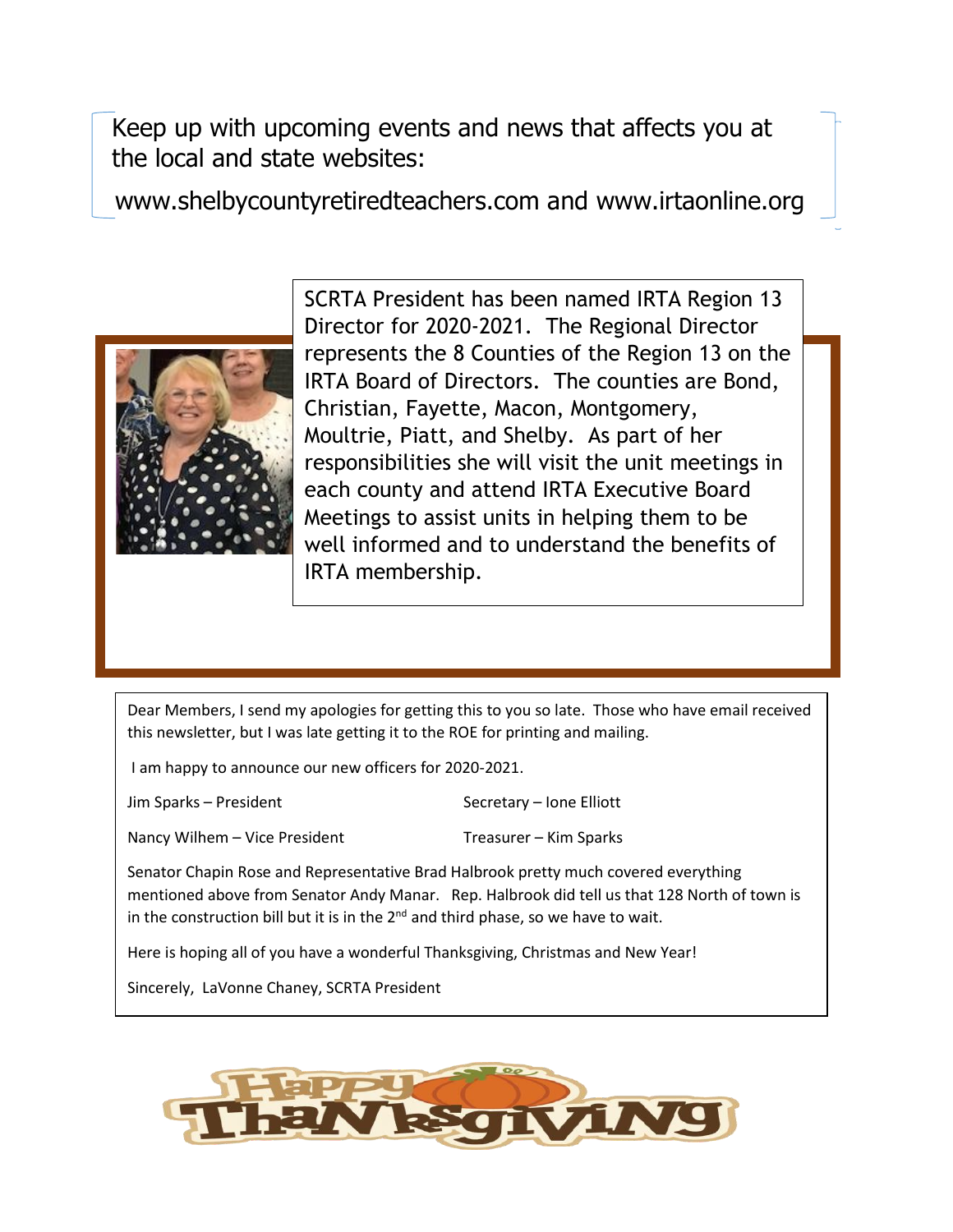Keep up with upcoming events and news that affects you at the local and state websites:

www.shelbycountyretiredteachers.com and www.irtaonline.org

SCRTA President has been named IRTA Region 13 Director for 2020-2021. The Regional Director represents the 8 Counties of the Region 13 on the IRTA Board of Directors. The counties are Bond, Christian, Fayette, Macon, Montgomery, Moultrie, Piatt, and Shelby. As part of her responsibilities she will visit the unit meetings in each county and attend IRTA Executive Board Meetings to assist units in helping them to be well informed and to understand the benefits of IRTA membership.

Dear Members, I send my apologies for getting this to you so late. Those who have email received this newsletter, but I was late getting it to the ROE for printing and mailing.

I am happy to announce our new officers for 2020-2021.

Jim Sparks – President

Nancy Wilhem – Vice President

Secretary – Ione Elliott

Treasurer – Kim Sparks

Senator Chapin Rose and Representative Brad Halbrook pretty much covered everything mentioned above from Senator Andy Manar. Rep. Halbrook did tell us that 128 North of town is in the construction bill but it is in the 2nd and third phase, so we have to wait.

Here is hoping all of you have a wonderful Thanksgiving, Christmas and New Year!

Sincerely, LaVonne Chaney, SCRTA President

Happy Thanksgiving